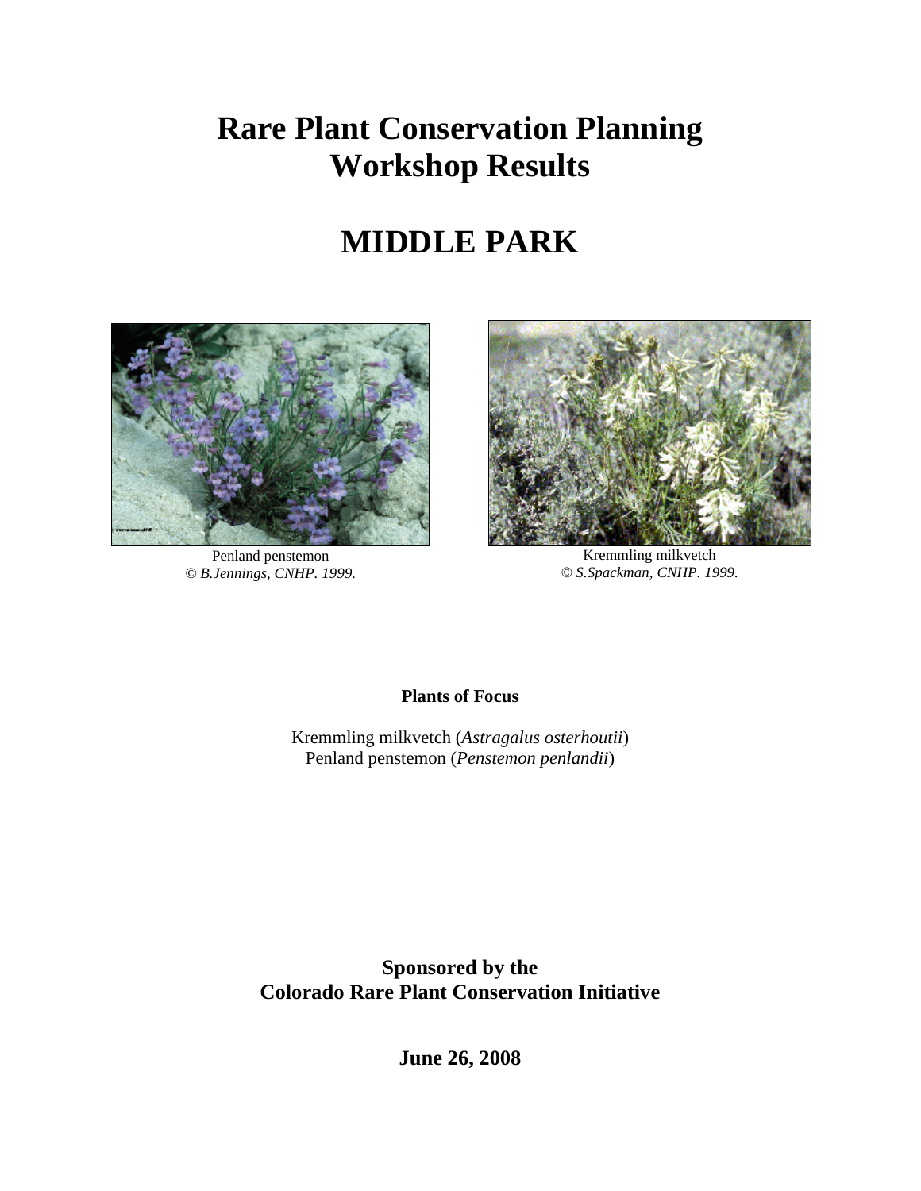# Rare Plant Conservation Planning Workshop Results

# MIDDLE PARK

Penland penstemon
*© B.Jennings, CNHP. 1999.*

Kremmling milkvetch
*© S.Spackman, CNHP. 1999.*

**Plants of Focus**

Kremmling milkvetch (*Astragalus osterhoutii*)
Penland penstemon (*Penstemon penlandii*)

**Sponsored by the**
**Colorado Rare Plant Conservation Initiative**

**June 26, 2008**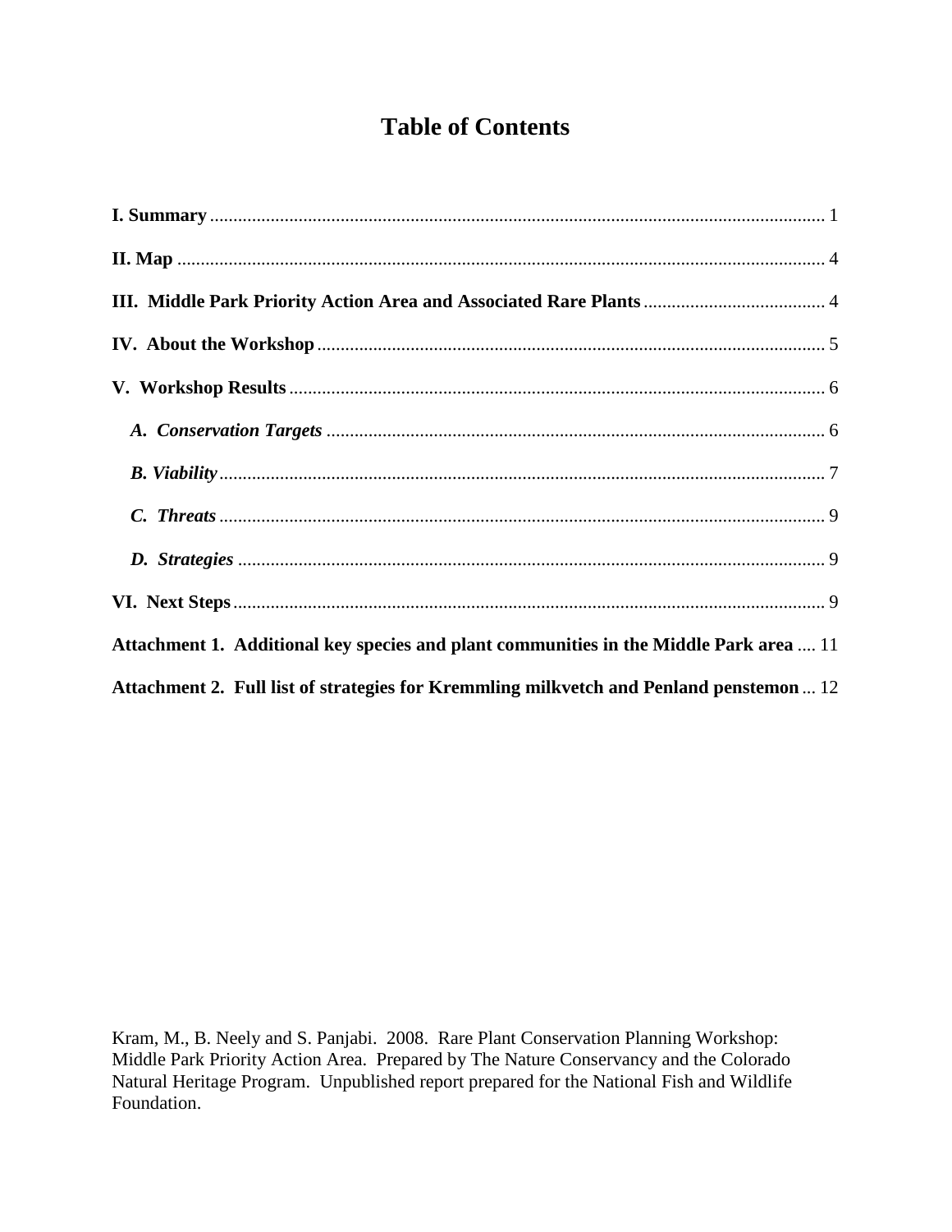# Table of Contents

**I. Summary** ................................................................................................................................... 1

**II. Map** .......................................................................................................................................... 4

**III. Middle Park Priority Action Area and Associated Rare Plants** ....................................... 4

**IV. About the Workshop** ............................................................................................................ 5

**V. Workshop Results** .................................................................................................................. 6

- ***A. Conservation Targets*** .......................................................................................................... 6
- ***B. Viability*** ................................................................................................................................. 7
- ***C. Threats*** ................................................................................................................................. 9
- ***D. Strategies*** ............................................................................................................................. 9

**VI. Next Steps** .............................................................................................................................. 9

**Attachment 1. Additional key species and plant communities in the Middle Park area** .... 11

**Attachment 2. Full list of strategies for Kremmling milkvetch and Penland penstemon** ... 12

Kram, M., B. Neely and S. Panjabi. 2008. Rare Plant Conservation Planning Workshop: Middle Park Priority Action Area. Prepared by The Nature Conservancy and the Colorado Natural Heritage Program. Unpublished report prepared for the National Fish and Wildlife Foundation.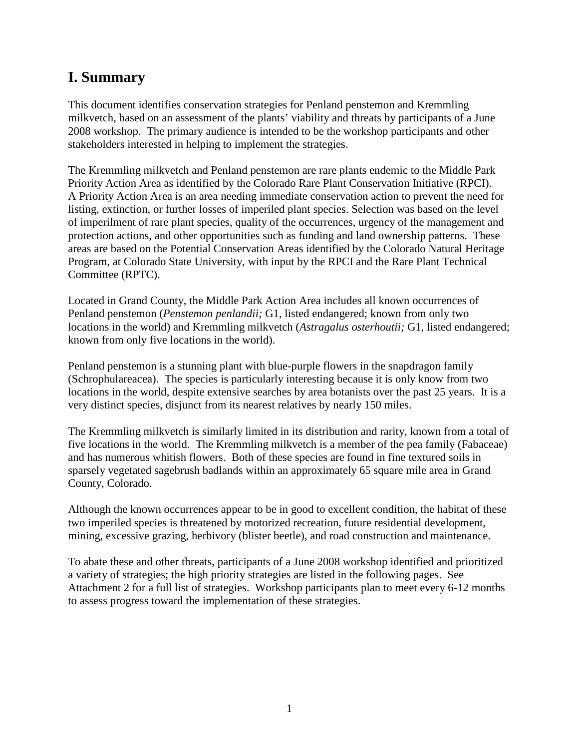# I. Summary

This document identifies conservation strategies for Penland penstemon and Kremmling milkvetch, based on an assessment of the plants' viability and threats by participants of a June 2008 workshop. The primary audience is intended to be the workshop participants and other stakeholders interested in helping to implement the strategies.

The Kremmling milkvetch and Penland penstemon are rare plants endemic to the Middle Park Priority Action Area as identified by the Colorado Rare Plant Conservation Initiative (RPCI). A Priority Action Area is an area needing immediate conservation action to prevent the need for listing, extinction, or further losses of imperiled plant species. Selection was based on the level of imperilment of rare plant species, quality of the occurrences, urgency of the management and protection actions, and other opportunities such as funding and land ownership patterns. These areas are based on the Potential Conservation Areas identified by the Colorado Natural Heritage Program, at Colorado State University, with input by the RPCI and the Rare Plant Technical Committee (RPTC).

Located in Grand County, the Middle Park Action Area includes all known occurrences of Penland penstemon (*Penstemon penlandii;* G1, listed endangered; known from only two locations in the world) and Kremmling milkvetch (*Astragalus osterhoutii;* G1, listed endangered; known from only five locations in the world).

Penland penstemon is a stunning plant with blue-purple flowers in the snapdragon family (Schrophulareacea). The species is particularly interesting because it is only know from two locations in the world, despite extensive searches by area botanists over the past 25 years. It is a very distinct species, disjunct from its nearest relatives by nearly 150 miles.

The Kremmling milkvetch is similarly limited in its distribution and rarity, known from a total of five locations in the world. The Kremmling milkvetch is a member of the pea family (Fabaceae) and has numerous whitish flowers. Both of these species are found in fine textured soils in sparsely vegetated sagebrush badlands within an approximately 65 square mile area in Grand County, Colorado.

Although the known occurrences appear to be in good to excellent condition, the habitat of these two imperiled species is threatened by motorized recreation, future residential development, mining, excessive grazing, herbivory (blister beetle), and road construction and maintenance.

To abate these and other threats, participants of a June 2008 workshop identified and prioritized a variety of strategies; the high priority strategies are listed in the following pages. See Attachment 2 for a full list of strategies. Workshop participants plan to meet every 6-12 months to assess progress toward the implementation of these strategies.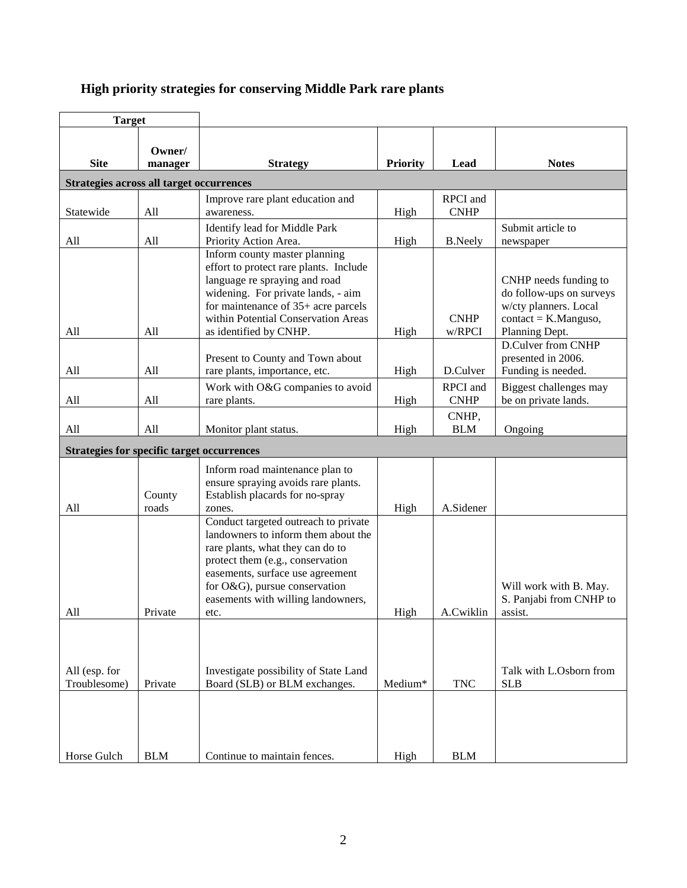## High priority strategies for conserving Middle Park rare plants

| Target | | | | | |
|---|---|---|---|---|---|
| **Site** | **Owner/ manager** | **Strategy** | **Priority** | **Lead** | **Notes** |
| **Strategies across all target occurrences** | | | | | |
| Statewide | All | Improve rare plant education and awareness. | High | RPCI and CNHP | |
| All | All | Identify lead for Middle Park Priority Action Area. | High | B.Neely | Submit article to newspaper |
| All | All | Inform county master planning effort to protect rare plants. Include language re spraying and road widening. For private lands, - aim for maintenance of 35+ acre parcels within Potential Conservation Areas as identified by CNHP. | High | CNHP w/RPCI | CNHP needs funding to do follow-ups on surveys w/cty planners. Local contact = K.Manguso, Planning Dept. |
| All | All | Present to County and Town about rare plants, importance, etc. | High | D.Culver | D.Culver from CNHP presented in 2006. Funding is needed. |
| All | All | Work with O&G companies to avoid rare plants. | High | RPCI and CNHP | Biggest challenges may be on private lands. |
| All | All | Monitor plant status. | High | CNHP, BLM | Ongoing |
| **Strategies for specific target occurrences** | | | | | |
| All | County roads | Inform road maintenance plan to ensure spraying avoids rare plants. Establish placards for no-spray zones. | High | A.Sidener | |
| All | Private | Conduct targeted outreach to private landowners to inform them about the rare plants, what they can do to protect them (e.g., conservation easements, surface use agreement for O&G), pursue conservation easements with willing landowners, etc. | High | A.Cwiklin | Will work with B. May. S. Panjabi from CNHP to assist. |
| All (esp. for Troublesome) | Private | Investigate possibility of State Land Board (SLB) or BLM exchanges. | Medium* | TNC | Talk with L.Osborn from SLB |
| Horse Gulch | BLM | Continue to maintain fences. | High | BLM | |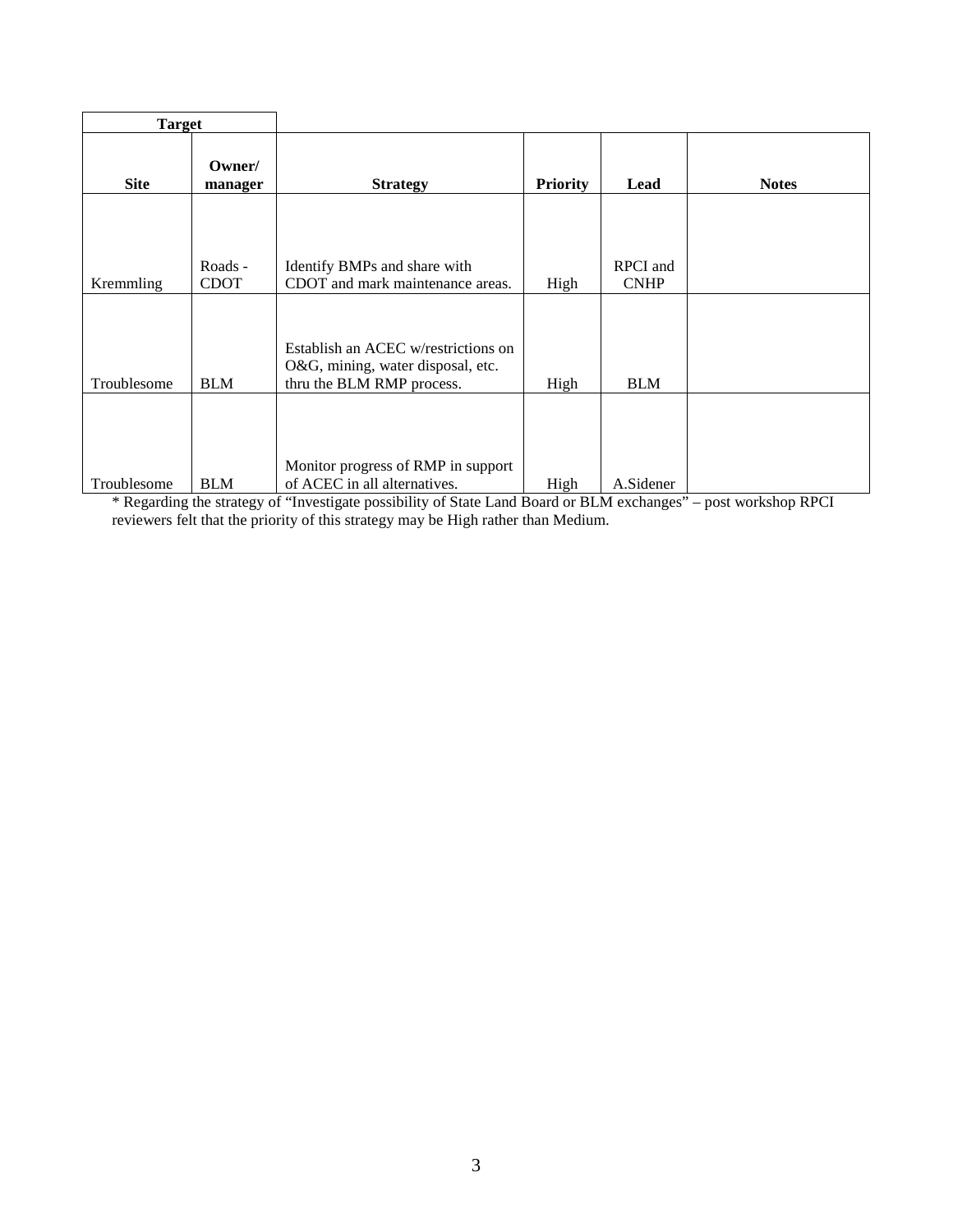| Target | | | | | |
|---|---|---|---|---|---|
| **Site** | **Owner/ manager** | **Strategy** | **Priority** | **Lead** | **Notes** |
| Kremmling | Roads - CDOT | Identify BMPs and share with CDOT and mark maintenance areas. | High | RPCI and CNHP | |
| Troublesome | BLM | Establish an ACEC w/restrictions on O&G, mining, water disposal, etc. thru the BLM RMP process. | High | BLM | |
| Troublesome | BLM | Monitor progress of RMP in support of ACEC in all alternatives. | High | A.Sidener | |

* Regarding the strategy of "Investigate possibility of State Land Board or BLM exchanges" – post workshop RPCI reviewers felt that the priority of this strategy may be High rather than Medium.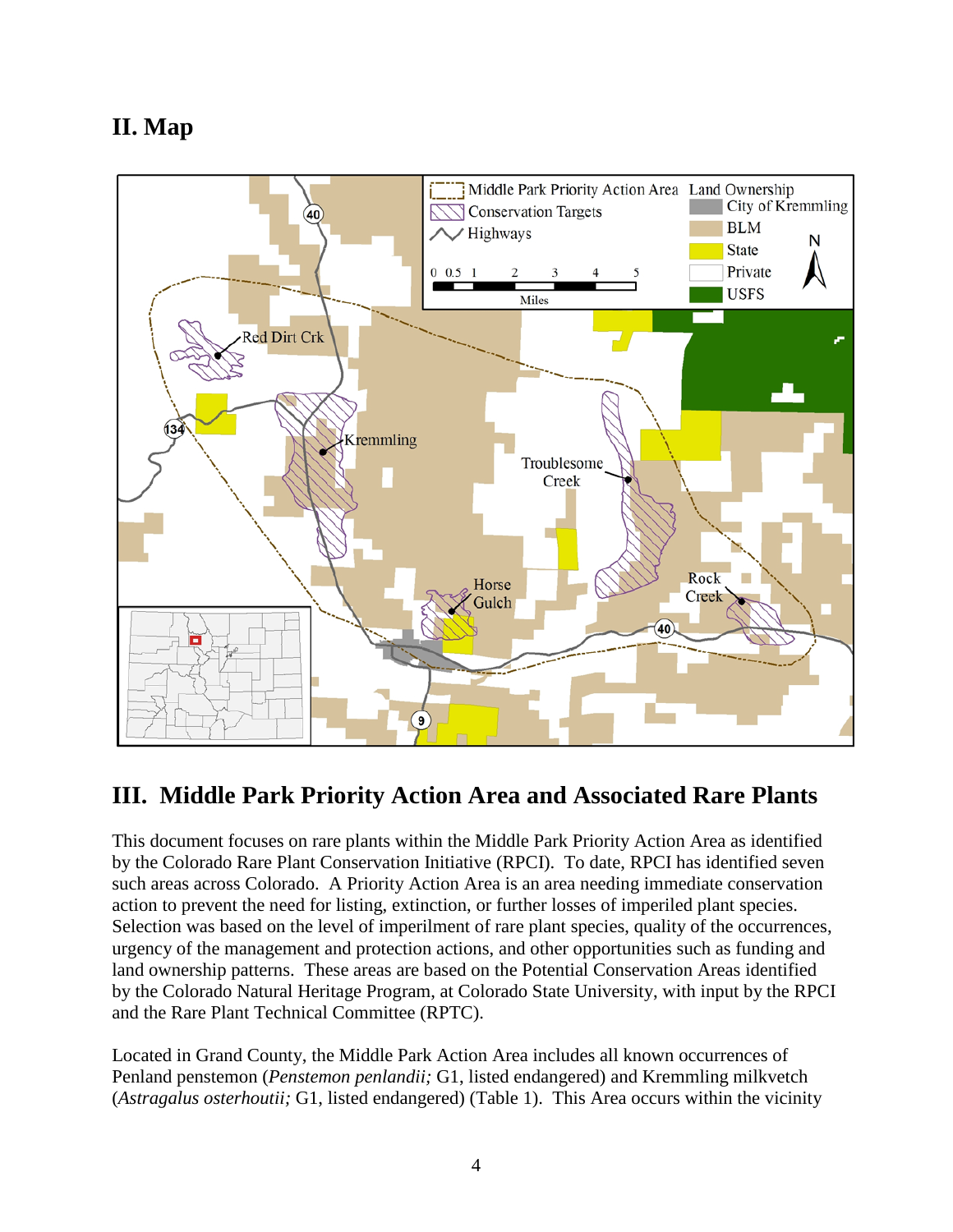## II. Map

## III. Middle Park Priority Action Area and Associated Rare Plants

This document focuses on rare plants within the Middle Park Priority Action Area as identified by the Colorado Rare Plant Conservation Initiative (RPCI). To date, RPCI has identified seven such areas across Colorado. A Priority Action Area is an area needing immediate conservation action to prevent the need for listing, extinction, or further losses of imperiled plant species. Selection was based on the level of imperilment of rare plant species, quality of the occurrences, urgency of the management and protection actions, and other opportunities such as funding and land ownership patterns. These areas are based on the Potential Conservation Areas identified by the Colorado Natural Heritage Program, at Colorado State University, with input by the RPCI and the Rare Plant Technical Committee (RPTC).

Located in Grand County, the Middle Park Action Area includes all known occurrences of Penland penstemon (*Penstemon penlandii;* G1, listed endangered) and Kremmling milkvetch (*Astragalus osterhoutii;* G1, listed endangered) (Table 1). This Area occurs within the vicinity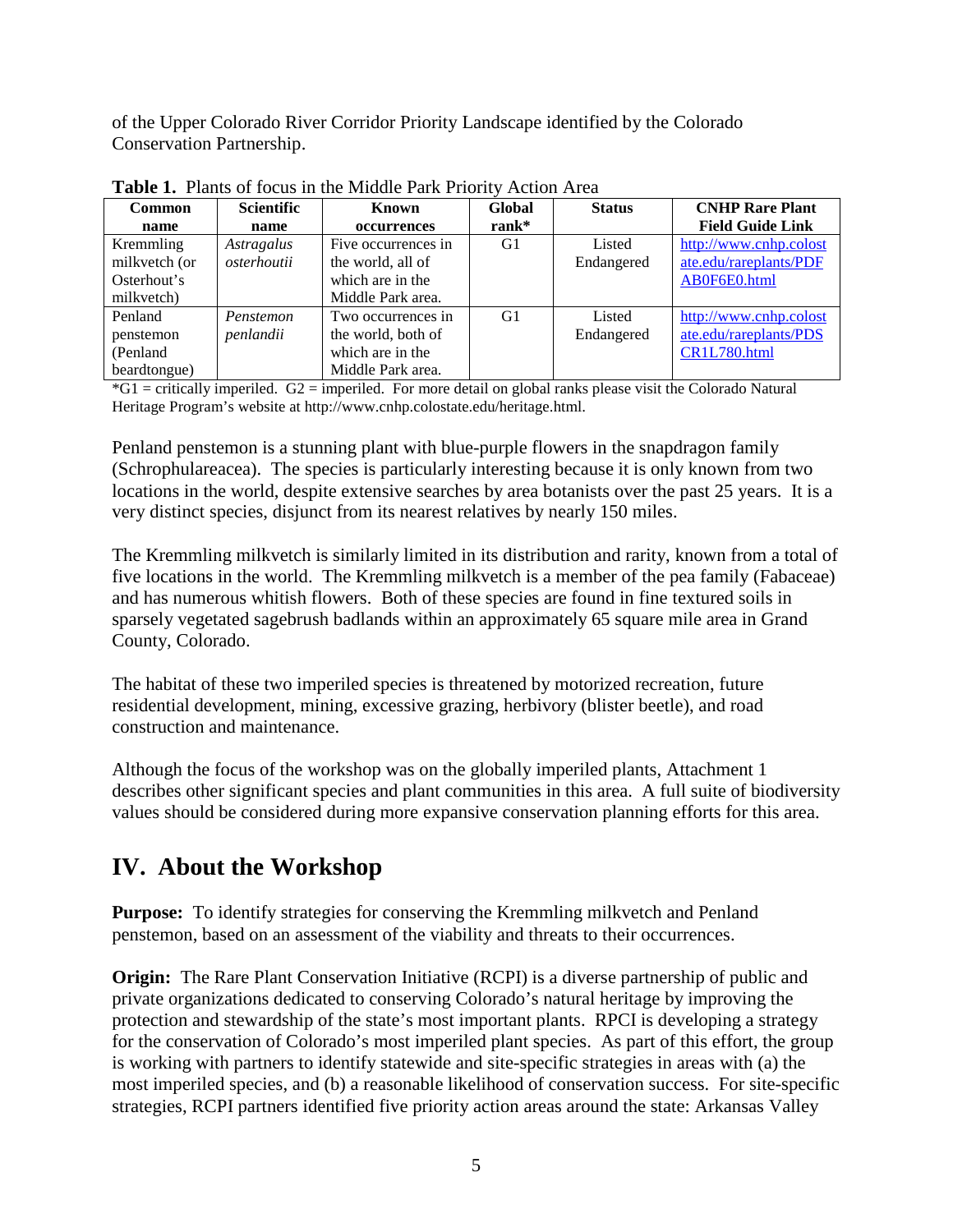of the Upper Colorado River Corridor Priority Landscape identified by the Colorado Conservation Partnership.

**Table 1.** Plants of focus in the Middle Park Priority Action Area

| Common name | Scientific name | Known occurrences | Global rank* | Status | CNHP Rare Plant Field Guide Link |
|---|---|---|---|---|---|
| Kremmling milkvetch (or Osterhout's milkvetch) | *Astragalus osterhoutii* | Five occurrences in the world, all of which are in the Middle Park area. | G1 | Listed Endangered | http://www.cnhp.colostate.edu/rareplants/PDF AB0F6E0.html |
| Penland penstemon (Penland beardtongue) | *Penstemon penlandii* | Two occurrences in the world, both of which are in the Middle Park area. | G1 | Listed Endangered | http://www.cnhp.colostate.edu/rareplants/PDS CR1L780.html |

*G1 = critically imperiled. G2 = imperiled. For more detail on global ranks please visit the Colorado Natural Heritage Program's website at http://www.cnhp.colostate.edu/heritage.html.

Penland penstemon is a stunning plant with blue-purple flowers in the snapdragon family (Schrophulareacea). The species is particularly interesting because it is only known from two locations in the world, despite extensive searches by area botanists over the past 25 years. It is a very distinct species, disjunct from its nearest relatives by nearly 150 miles.

The Kremmling milkvetch is similarly limited in its distribution and rarity, known from a total of five locations in the world. The Kremmling milkvetch is a member of the pea family (Fabaceae) and has numerous whitish flowers. Both of these species are found in fine textured soils in sparsely vegetated sagebrush badlands within an approximately 65 square mile area in Grand County, Colorado.

The habitat of these two imperiled species is threatened by motorized recreation, future residential development, mining, excessive grazing, herbivory (blister beetle), and road construction and maintenance.

Although the focus of the workshop was on the globally imperiled plants, Attachment 1 describes other significant species and plant communities in this area. A full suite of biodiversity values should be considered during more expansive conservation planning efforts for this area.

## IV. About the Workshop

**Purpose:** To identify strategies for conserving the Kremmling milkvetch and Penland penstemon, based on an assessment of the viability and threats to their occurrences.

**Origin:** The Rare Plant Conservation Initiative (RCPI) is a diverse partnership of public and private organizations dedicated to conserving Colorado's natural heritage by improving the protection and stewardship of the state's most important plants. RPCI is developing a strategy for the conservation of Colorado's most imperiled plant species. As part of this effort, the group is working with partners to identify statewide and site-specific strategies in areas with (a) the most imperiled species, and (b) a reasonable likelihood of conservation success. For site-specific strategies, RCPI partners identified five priority action areas around the state: Arkansas Valley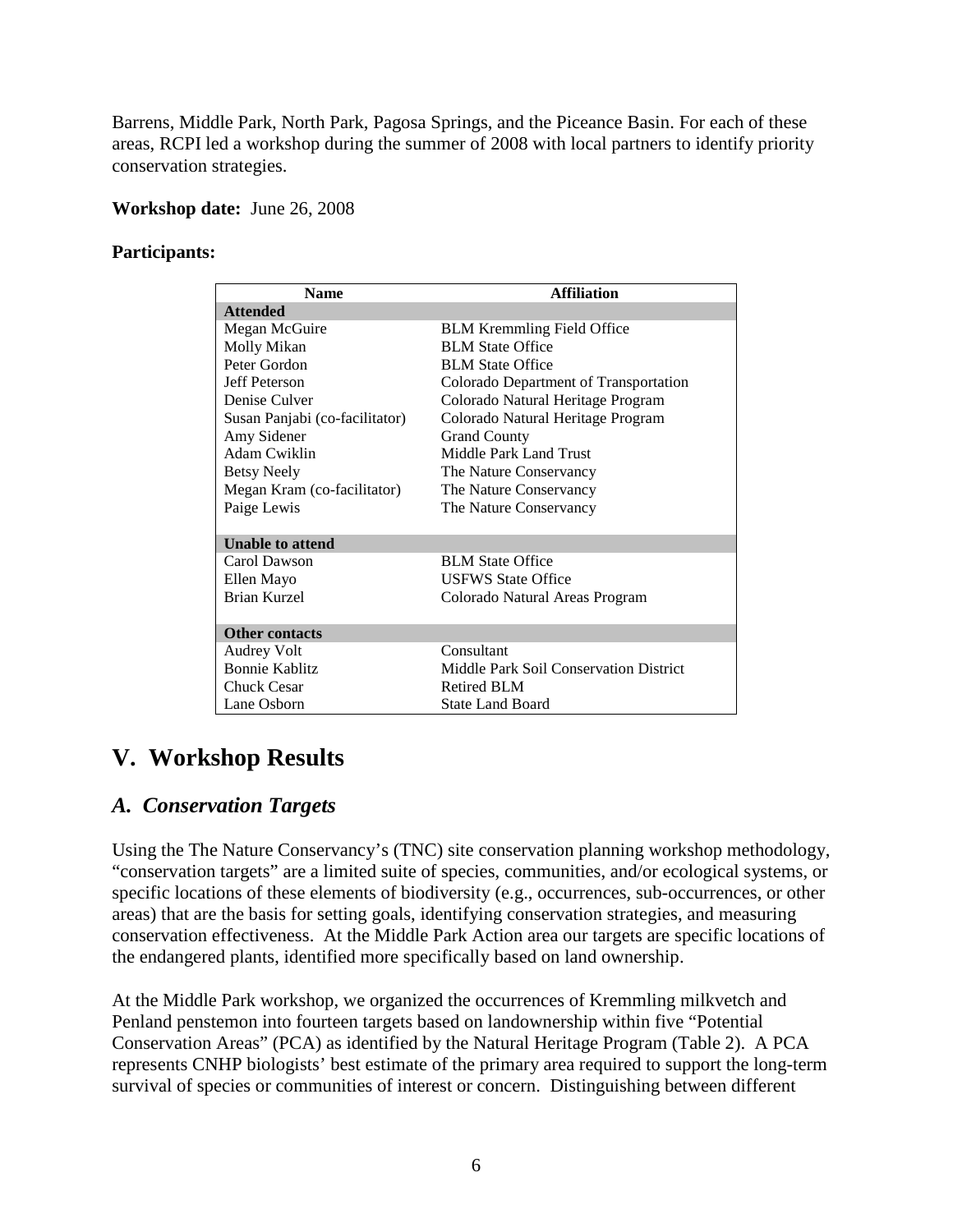Barrens, Middle Park, North Park, Pagosa Springs, and the Piceance Basin. For each of these areas, RCPI led a workshop during the summer of 2008 with local partners to identify priority conservation strategies.

**Workshop date:** June 26, 2008

**Participants:**

| Name | Affiliation |
|---|---|
| **Attended** | |
| Megan McGuire | BLM Kremmling Field Office |
| Molly Mikan | BLM State Office |
| Peter Gordon | BLM State Office |
| Jeff Peterson | Colorado Department of Transportation |
| Denise Culver | Colorado Natural Heritage Program |
| Susan Panjabi (co-facilitator) | Colorado Natural Heritage Program |
| Amy Sidener | Grand County |
| Adam Cwiklin | Middle Park Land Trust |
| Betsy Neely | The Nature Conservancy |
| Megan Kram (co-facilitator) | The Nature Conservancy |
| Paige Lewis | The Nature Conservancy |
| **Unable to attend** | |
| Carol Dawson | BLM State Office |
| Ellen Mayo | USFWS State Office |
| Brian Kurzel | Colorado Natural Areas Program |
| **Other contacts** | |
| Audrey Volt | Consultant |
| Bonnie Kablitz | Middle Park Soil Conservation District |
| Chuck Cesar | Retired BLM |
| Lane Osborn | State Land Board |

# V. Workshop Results

## *A. Conservation Targets*

Using the The Nature Conservancy's (TNC) site conservation planning workshop methodology, "conservation targets" are a limited suite of species, communities, and/or ecological systems, or specific locations of these elements of biodiversity (e.g., occurrences, sub-occurrences, or other areas) that are the basis for setting goals, identifying conservation strategies, and measuring conservation effectiveness. At the Middle Park Action area our targets are specific locations of the endangered plants, identified more specifically based on land ownership.

At the Middle Park workshop, we organized the occurrences of Kremmling milkvetch and Penland penstemon into fourteen targets based on landownership within five "Potential Conservation Areas" (PCA) as identified by the Natural Heritage Program (Table 2). A PCA represents CNHP biologists' best estimate of the primary area required to support the long-term survival of species or communities of interest or concern. Distinguishing between different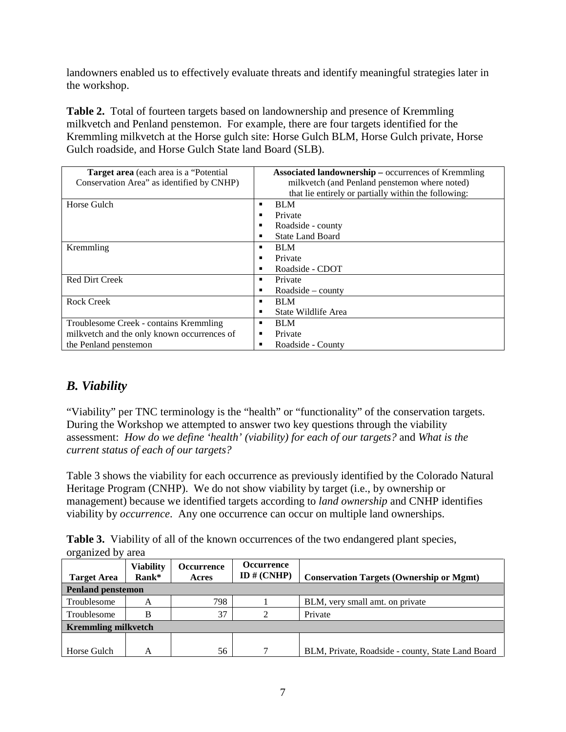landowners enabled us to effectively evaluate threats and identify meaningful strategies later in the workshop.

**Table 2.** Total of fourteen targets based on landownership and presence of Kremmling milkvetch and Penland penstemon. For example, there are four targets identified for the Kremmling milkvetch at the Horse gulch site: Horse Gulch BLM, Horse Gulch private, Horse Gulch roadside, and Horse Gulch State land Board (SLB).

| **Target area** (each area is a "Potential Conservation Area" as identified by CNHP) | **Associated landownership –** occurrences of Kremmling milkvetch (and Penland penstemon where noted) that lie entirely or partially within the following: |
|---|---|
| Horse Gulch | ▪ BLM<br>▪ Private<br>▪ Roadside - county<br>▪ State Land Board |
| Kremmling | ▪ BLM<br>▪ Private<br>▪ Roadside - CDOT |
| Red Dirt Creek | ▪ Private<br>▪ Roadside – county |
| Rock Creek | ▪ BLM<br>▪ State Wildlife Area |
| Troublesome Creek - contains Kremmling milkvetch and the only known occurrences of the Penland penstemon | ▪ BLM<br>▪ Private<br>▪ Roadside - County |

## *B. Viability*

"Viability" per TNC terminology is the "health" or "functionality" of the conservation targets. During the Workshop we attempted to answer two key questions through the viability assessment: *How do we define 'health' (viability) for each of our targets?* and *What is the current status of each of our targets?*

Table 3 shows the viability for each occurrence as previously identified by the Colorado Natural Heritage Program (CNHP). We do not show viability by target (i.e., by ownership or management) because we identified targets according to *land ownership* and CNHP identifies viability by *occurrence*. Any one occurrence can occur on multiple land ownerships.

**Table 3.** Viability of all of the known occurrences of the two endangered plant species, organized by area

| Target Area | Viability Rank* | Occurrence Acres | Occurrence ID # (CNHP) | Conservation Targets (Ownership or Mgmt) |
|---|---|---|---|---|
| **Penland penstemon** | | | | |
| Troublesome | A | 798 | 1 | BLM, very small amt. on private |
| Troublesome | B | 37 | 2 | Private |
| **Kremmling milkvetch** | | | | |
| Horse Gulch | A | 56 | 7 | BLM, Private, Roadside - county, State Land Board |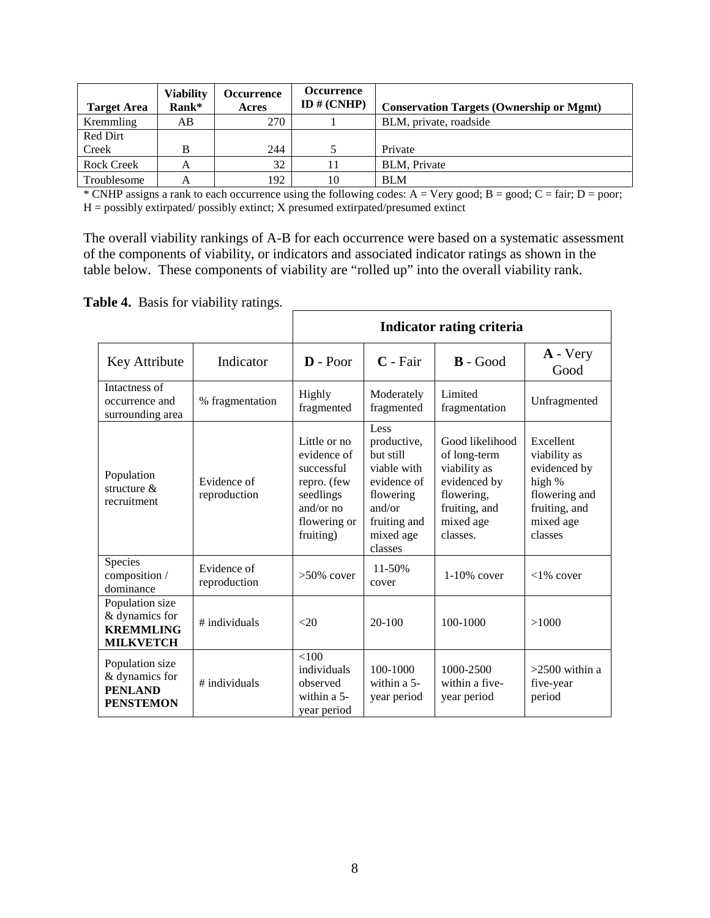| Target Area | Viability Rank* | Occurrence Acres | Occurrence ID # (CNHP) | Conservation Targets (Ownership or Mgmt) |
|---|---|---|---|---|
| Kremmling | AB | 270 | 1 | BLM, private, roadside |
| Red Dirt Creek | B | 244 | 5 | Private |
| Rock Creek | A | 32 | 11 | BLM, Private |
| Troublesome | A | 192 | 10 | BLM |

* CNHP assigns a rank to each occurrence using the following codes: A = Very good; B = good; C = fair; D = poor; H = possibly extirpated/ possibly extinct; X presumed extirpated/presumed extinct

The overall viability rankings of A-B for each occurrence were based on a systematic assessment of the components of viability, or indicators and associated indicator ratings as shown in the table below. These components of viability are "rolled up" into the overall viability rank.

**Table 4.** Basis for viability ratings.

| | | Indicator rating criteria | | | |
|---|---|---|---|---|---|
| Key Attribute | Indicator | **D** - Poor | **C** - Fair | **B** - Good | **A** - Very Good |
| Intactness of occurrence and surrounding area | % fragmentation | Highly fragmented | Moderately fragmented | Limited fragmentation | Unfragmented |
| Population structure & recruitment | Evidence of reproduction | Little or no evidence of successful repro. (few seedlings and/or no flowering or fruiting) | Less productive, but still viable with evidence of flowering and/or fruiting and mixed age classes | Good likelihood of long-term viability as evidenced by flowering, fruiting, and mixed age classes. | Excellent viability as evidenced by high % flowering and fruiting, and mixed age classes |
| Species composition / dominance | Evidence of reproduction | >50% cover | 11-50% cover | 1-10% cover | <1% cover |
| Population size & dynamics for **KREMMLING MILKVETCH** | # individuals | <20 | 20-100 | 100-1000 | >1000 |
| Population size & dynamics for **PENLAND PENSTEMON** | # individuals | <100 individuals observed within a 5-year period | 100-1000 within a 5-year period | 1000-2500 within a five-year period | >2500 within a five-year period |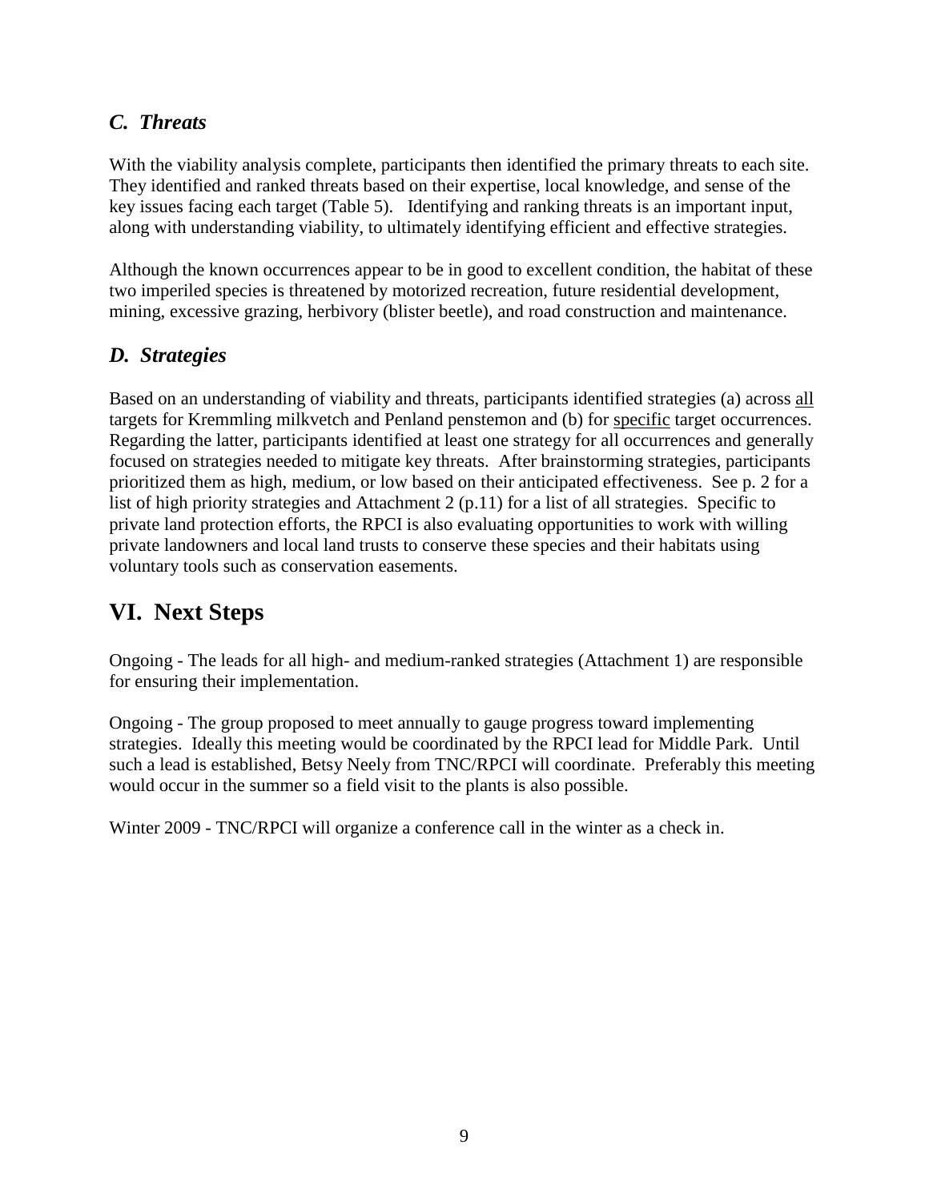### *C. Threats*

With the viability analysis complete, participants then identified the primary threats to each site. They identified and ranked threats based on their expertise, local knowledge, and sense of the key issues facing each target (Table 5). Identifying and ranking threats is an important input, along with understanding viability, to ultimately identifying efficient and effective strategies.

Although the known occurrences appear to be in good to excellent condition, the habitat of these two imperiled species is threatened by motorized recreation, future residential development, mining, excessive grazing, herbivory (blister beetle), and road construction and maintenance.

### *D. Strategies*

Based on an understanding of viability and threats, participants identified strategies (a) across <u>all</u> targets for Kremmling milkvetch and Penland penstemon and (b) for <u>specific</u> target occurrences. Regarding the latter, participants identified at least one strategy for all occurrences and generally focused on strategies needed to mitigate key threats. After brainstorming strategies, participants prioritized them as high, medium, or low based on their anticipated effectiveness. See p. 2 for a list of high priority strategies and Attachment 2 (p.11) for a list of all strategies. Specific to private land protection efforts, the RPCI is also evaluating opportunities to work with willing private landowners and local land trusts to conserve these species and their habitats using voluntary tools such as conservation easements.

## VI. Next Steps

Ongoing - The leads for all high- and medium-ranked strategies (Attachment 1) are responsible for ensuring their implementation.

Ongoing - The group proposed to meet annually to gauge progress toward implementing strategies. Ideally this meeting would be coordinated by the RPCI lead for Middle Park. Until such a lead is established, Betsy Neely from TNC/RPCI will coordinate. Preferably this meeting would occur in the summer so a field visit to the plants is also possible.

Winter 2009 - TNC/RPCI will organize a conference call in the winter as a check in.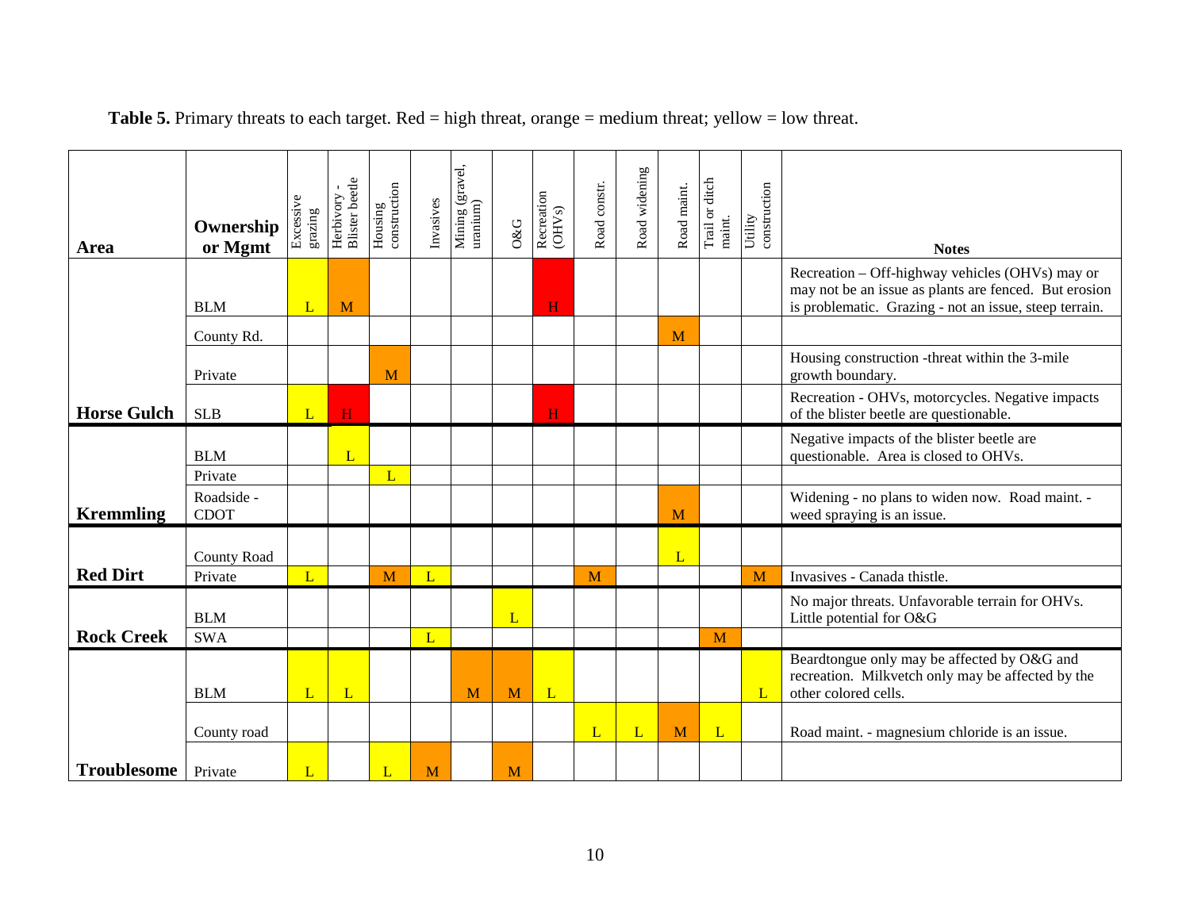**Table 5.** Primary threats to each target. Red = high threat, orange = medium threat; yellow = low threat.

| Area | Ownership or Mgmt | Excessive grazing | Herbivory - Blister beetle | Housing construction | Invasives | Mining (gravel, uranium) | O&G | Recreation (OHVs) | Road constr. | Road widening | Road maint. | Trail or ditch maint. | Utility construction | Notes |
|---|---|---|---|---|---|---|---|---|---|---|---|---|---|---|
| Horse Gulch | BLM | L | M | | | | | H | | | | | | Recreation – Off-highway vehicles (OHVs) may or may not be an issue as plants are fenced. But erosion is problematic. Grazing - not an issue, steep terrain. |
| | County Rd. | | | | | | | | | | M | | | |
| | Private | | | M | | | | | | | | | | Housing construction -threat within the 3-mile growth boundary. |
| | SLB | L | H | | | | | H | | | | | | Recreation - OHVs, motorcycles. Negative impacts of the blister beetle are questionable. |
| Kremmling | BLM | | L | | | | | | | | | | | Negative impacts of the blister beetle are questionable. Area is closed to OHVs. |
| | Private | | | L | | | | | | | | | | |
| | Roadside - CDOT | | | | | | | | | | M | | | Widening - no plans to widen now. Road maint. - weed spraying is an issue. |
| Red Dirt | County Road | | | | | | | | | | L | | | |
| | Private | L | | M | L | | | | M | | | | M | Invasives - Canada thistle. |
| Rock Creek | BLM | | | | | | L | | | | | | | No major threats. Unfavorable terrain for OHVs. Little potential for O&G |
| | SWA | | | | L | | | | | | | M | | |
| Troublesome | BLM | L | L | | | M | M | L | | | | | L | Beardtongue only may be affected by O&G and recreation. Milkvetch only may be affected by the other colored cells. |
| | County road | | | | | | | | L | L | M | L | | Road maint. - magnesium chloride is an issue. |
| | Private | L | | L | M | | M | | | | | | | |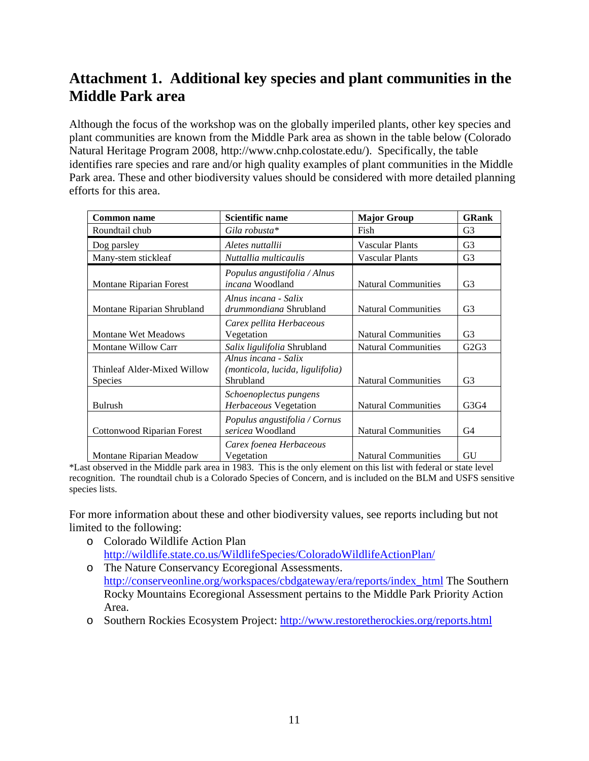## Attachment 1. Additional key species and plant communities in the Middle Park area

Although the focus of the workshop was on the globally imperiled plants, other key species and plant communities are known from the Middle Park area as shown in the table below (Colorado Natural Heritage Program 2008, http://www.cnhp.colostate.edu/). Specifically, the table identifies rare species and rare and/or high quality examples of plant communities in the Middle Park area. These and other biodiversity values should be considered with more detailed planning efforts for this area.

| Common name | Scientific name | Major Group | GRank |
|---|---|---|---|
| Roundtail chub | *Gila robusta** | Fish | G3 |
| Dog parsley | *Aletes nuttallii* | Vascular Plants | G3 |
| Many-stem stickleaf | *Nuttallia multicaulis* | Vascular Plants | G3 |
| Montane Riparian Forest | *Populus angustifolia / Alnus incana* Woodland | Natural Communities | G3 |
| Montane Riparian Shrubland | *Alnus incana - Salix drummondiana* Shrubland | Natural Communities | G3 |
| Montane Wet Meadows | *Carex pellita Herbaceous* Vegetation | Natural Communities | G3 |
| Montane Willow Carr | *Salix ligulifolia* Shrubland | Natural Communities | G2G3 |
| Thinleaf Alder-Mixed Willow Species | *Alnus incana - Salix (monticola, lucida, ligulifolia)* Shrubland | Natural Communities | G3 |
| Bulrush | *Schoenoplectus pungens Herbaceous* Vegetation | Natural Communities | G3G4 |
| Cottonwood Riparian Forest | *Populus angustifolia / Cornus sericea* Woodland | Natural Communities | G4 |
| Montane Riparian Meadow | *Carex foenea Herbaceous* Vegetation | Natural Communities | GU |

*Last observed in the Middle park area in 1983. This is the only element on this list with federal or state level recognition. The roundtail chub is a Colorado Species of Concern, and is included on the BLM and USFS sensitive species lists.

For more information about these and other biodiversity values, see reports including but not limited to the following:

- Colorado Wildlife Action Plan http://wildlife.state.co.us/WildlifeSpecies/ColoradoWildlifeActionPlan/
- The Nature Conservancy Ecoregional Assessments. http://conserveonline.org/workspaces/cbdgateway/era/reports/index_html The Southern Rocky Mountains Ecoregional Assessment pertains to the Middle Park Priority Action Area.
- Southern Rockies Ecosystem Project: http://www.restoretherockies.org/reports.html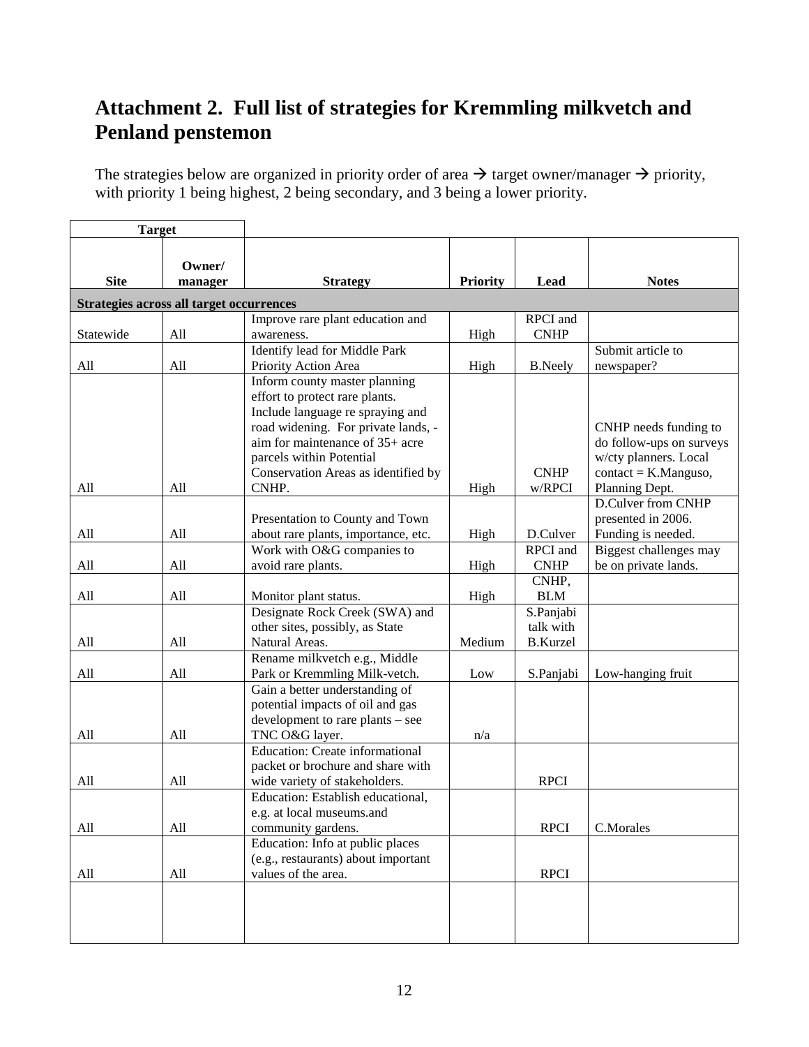# Attachment 2. Full list of strategies for Kremmling milkvetch and Penland penstemon

The strategies below are organized in priority order of area → target owner/manager → priority, with priority 1 being highest, 2 being secondary, and 3 being a lower priority.

| Target | | | | | |
|---|---|---|---|---|---|
| **Site** | **Owner/ manager** | **Strategy** | **Priority** | **Lead** | **Notes** |
| **Strategies across all target occurrences** | | | | | |
| Statewide | All | Improve rare plant education and awareness. | High | RPCI and CNHP | |
| All | All | Identify lead for Middle Park Priority Action Area | High | B.Neely | Submit article to newspaper? |
| All | All | Inform county master planning effort to protect rare plants. Include language re spraying and road widening. For private lands, - aim for maintenance of 35+ acre parcels within Potential Conservation Areas as identified by CNHP. | High | CNHP w/RPCI | CNHP needs funding to do follow-ups on surveys w/cty planners. Local contact = K.Manguso, Planning Dept. |
| All | All | Presentation to County and Town about rare plants, importance, etc. | High | D.Culver | D.Culver from CNHP presented in 2006. Funding is needed. |
| All | All | Work with O&G companies to avoid rare plants. | High | RPCI and CNHP | Biggest challenges may be on private lands. |
| All | All | Monitor plant status. | High | CNHP, BLM | |
| All | All | Designate Rock Creek (SWA) and other sites, possibly, as State Natural Areas. | Medium | S.Panjabi talk with B.Kurzel | |
| All | All | Rename milkvetch e.g., Middle Park or Kremmling Milk-vetch. | Low | S.Panjabi | Low-hanging fruit |
| All | All | Gain a better understanding of potential impacts of oil and gas development to rare plants – see TNC O&G layer. | n/a | | |
| All | All | Education: Create informational packet or brochure and share with wide variety of stakeholders. | | RPCI | |
| All | All | Education: Establish educational, e.g. at local museums.and community gardens. | | RPCI | C.Morales |
| All | All | Education: Info at public places (e.g., restaurants) about important values of the area. | | RPCI | |
| | | | | | |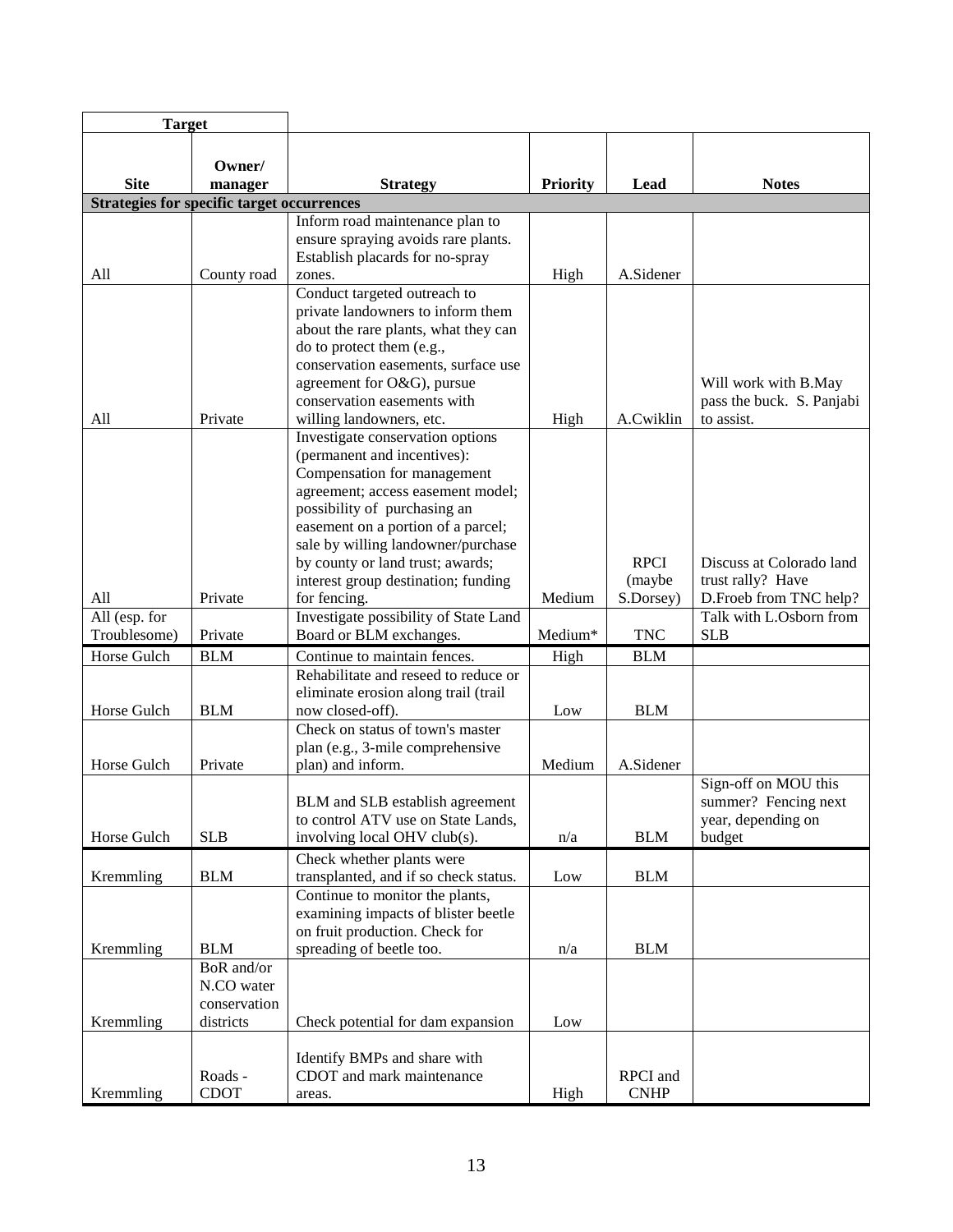| Target | | | | | |
|---|---|---|---|---|---|
| **Site** | **Owner/ manager** | **Strategy** | **Priority** | **Lead** | **Notes** |
| **Strategies for specific target occurrences** | | | | | |
| All | County road | Inform road maintenance plan to ensure spraying avoids rare plants. Establish placards for no-spray zones. | High | A.Sidener | |
| All | Private | Conduct targeted outreach to private landowners to inform them about the rare plants, what they can do to protect them (e.g., conservation easements, surface use agreement for O&G), pursue conservation easements with willing landowners, etc. | High | A.Cwiklin | Will work with B.May pass the buck. S. Panjabi to assist. |
| All | Private | Investigate conservation options (permanent and incentives): Compensation for management agreement; access easement model; possibility of purchasing an easement on a portion of a parcel; sale by willing landowner/purchase by county or land trust; awards; interest group destination; funding for fencing. | Medium | RPCI (maybe S.Dorsey) | Discuss at Colorado land trust rally? Have D.Froeb from TNC help? |
| All (esp. for Troublesome) | Private | Investigate possibility of State Land Board or BLM exchanges. | Medium* | TNC | Talk with L.Osborn from SLB |
| Horse Gulch | BLM | Continue to maintain fences. | High | BLM | |
| Horse Gulch | BLM | Rehabilitate and reseed to reduce or eliminate erosion along trail (trail now closed-off). | Low | BLM | |
| Horse Gulch | Private | Check on status of town's master plan (e.g., 3-mile comprehensive plan) and inform. | Medium | A.Sidener | |
| Horse Gulch | SLB | BLM and SLB establish agreement to control ATV use on State Lands, involving local OHV club(s). | n/a | BLM | Sign-off on MOU this summer? Fencing next year, depending on budget |
| Kremmling | BLM | Check whether plants were transplanted, and if so check status. | Low | BLM | |
| Kremmling | BLM | Continue to monitor the plants, examining impacts of blister beetle on fruit production. Check for spreading of beetle too. | n/a | BLM | |
| Kremmling | BoR and/or N.CO water conservation districts | Check potential for dam expansion | Low | | |
| Kremmling | Roads - CDOT | Identify BMPs and share with CDOT and mark maintenance areas. | High | RPCI and CNHP | |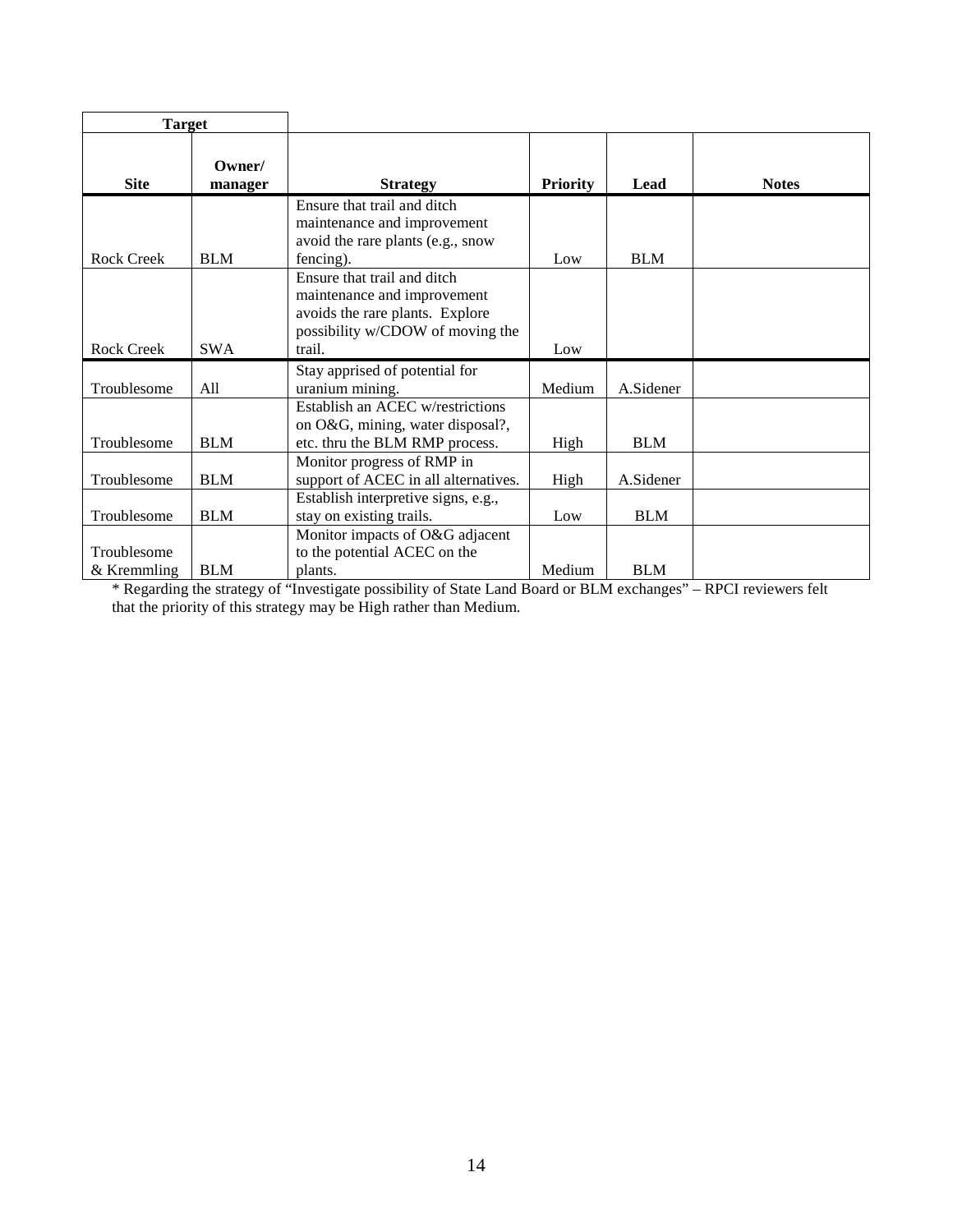| Target | | | | | |
|---|---|---|---|---|---|
| **Site** | **Owner/ manager** | **Strategy** | **Priority** | **Lead** | **Notes** |
| Rock Creek | BLM | Ensure that trail and ditch maintenance and improvement avoid the rare plants (e.g., snow fencing). | Low | BLM | |
| Rock Creek | SWA | Ensure that trail and ditch maintenance and improvement avoids the rare plants. Explore possibility w/CDOW of moving the trail. | Low | | |
| Troublesome | All | Stay apprised of potential for uranium mining. | Medium | A.Sidener | |
| Troublesome | BLM | Establish an ACEC w/restrictions on O&G, mining, water disposal?, etc. thru the BLM RMP process. | High | BLM | |
| Troublesome | BLM | Monitor progress of RMP in support of ACEC in all alternatives. | High | A.Sidener | |
| Troublesome | BLM | Establish interpretive signs, e.g., stay on existing trails. | Low | BLM | |
| Troublesome & Kremmling | BLM | Monitor impacts of O&G adjacent to the potential ACEC on the plants. | Medium | BLM | |

* Regarding the strategy of "Investigate possibility of State Land Board or BLM exchanges" – RPCI reviewers felt that the priority of this strategy may be High rather than Medium.